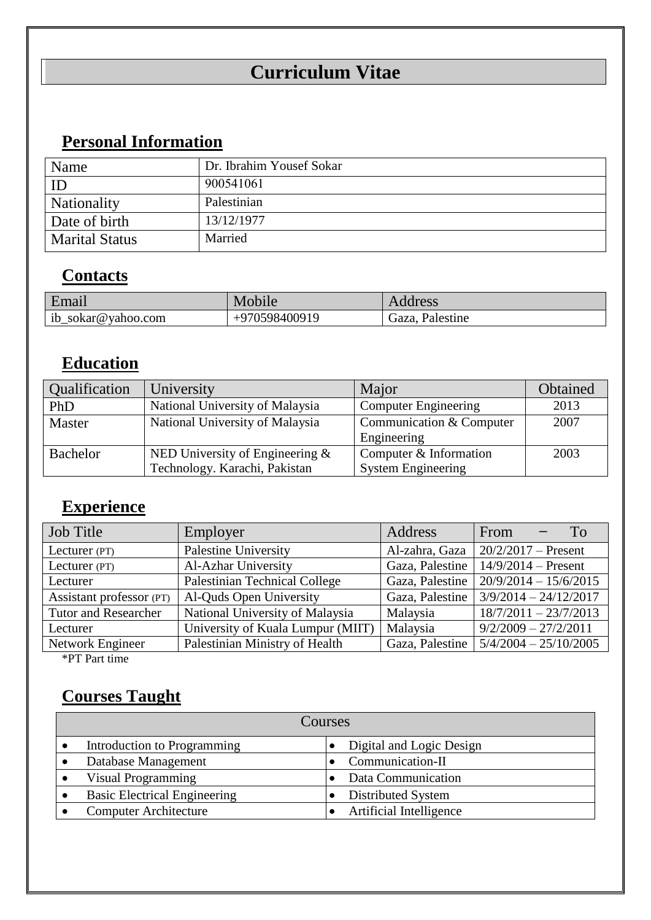# Curriculum Vitae

## Personal Information

| Name | Dr. Ibrahim Yousef Sokar |
|---|---|
| ID | 900541061 |
| Nationality | Palestinian |
| Date of birth | 13/12/1977 |
| Marital Status | Married |

## Contacts

| Email | Mobile | Address |
|---|---|---|
| ib_sokar@yahoo.com | +970598400919 | Gaza, Palestine |

## Education

| Qualification | University | Major | Obtained |
|---|---|---|---|
| PhD | National University of Malaysia | Computer Engineering | 2013 |
| Master | National University of Malaysia | Communication & Computer Engineering | 2007 |
| Bachelor | NED University of Engineering & Technology. Karachi, Pakistan | Computer & Information System Engineering | 2003 |

## Experience

| Job Title | Employer | Address | From – To |
|---|---|---|---|
| Lecturer (PT) | Palestine University | Al-zahra, Gaza | 20/2/2017 – Present |
| Lecturer (PT) | Al-Azhar University | Gaza, Palestine | 14/9/2014 – Present |
| Lecturer | Palestinian Technical College | Gaza, Palestine | 20/9/2014 – 15/6/2015 |
| Assistant professor (PT) | Al-Quds Open University | Gaza, Palestine | 3/9/2014 – 24/12/2017 |
| Tutor and Researcher | National University of Malaysia | Malaysia | 18/7/2011 – 23/7/2013 |
| Lecturer | University of Kuala Lumpur (MIIT) | Malaysia | 9/2/2009 – 27/2/2011 |
| Network Engineer | Palestinian Ministry of Health | Gaza, Palestine | 5/4/2004 – 25/10/2005 |

*PT Part time

## Courses Taught

| Courses | |
|---|---|
| • Introduction to Programming | • Digital and Logic Design |
| • Database Management | • Communication-II |
| • Visual Programming | • Data Communication |
| • Basic Electrical Engineering | • Distributed System |
| • Computer Architecture | • Artificial Intelligence |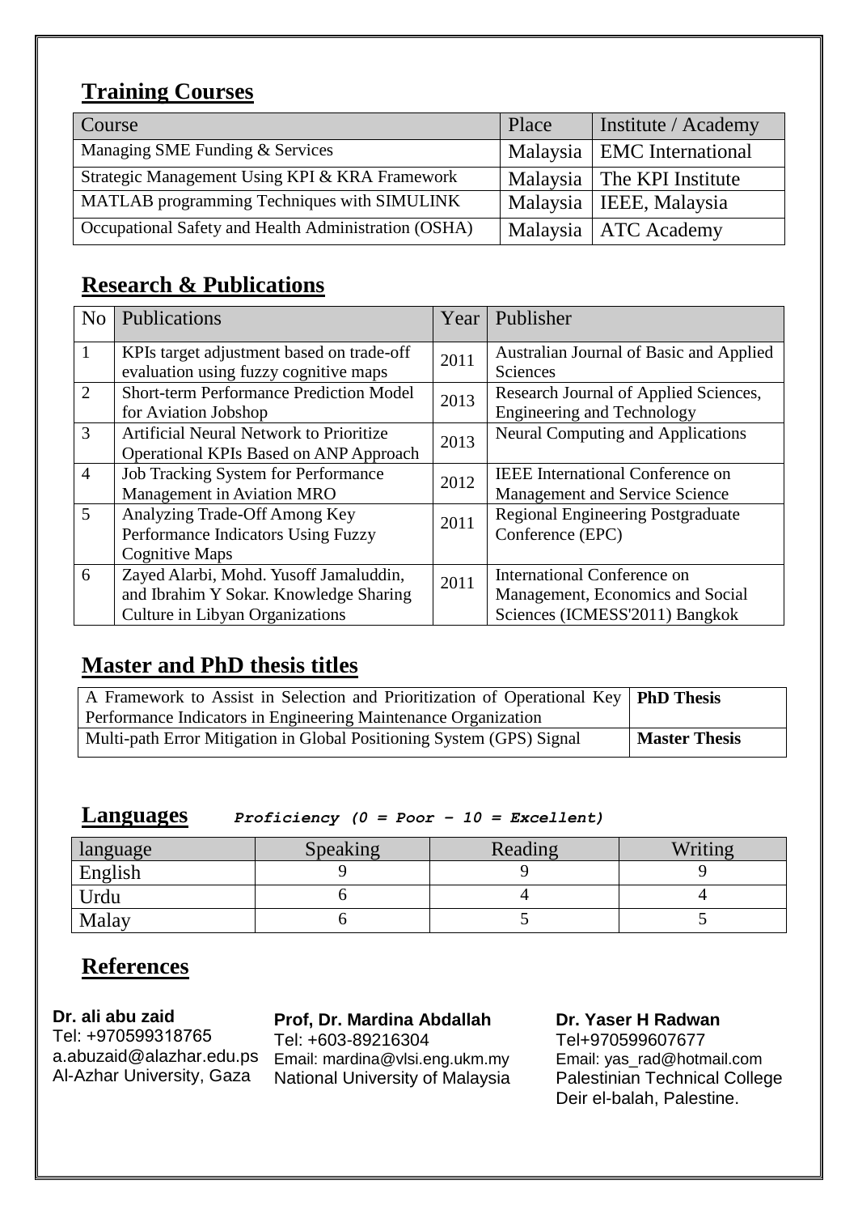## Training Courses

| Course | Place | Institute / Academy |
|---|---|---|
| Managing SME Funding & Services | Malaysia | EMC International |
| Strategic Management Using KPI & KRA Framework | Malaysia | The KPI Institute |
| MATLAB programming Techniques with SIMULINK | Malaysia | IEEE, Malaysia |
| Occupational Safety and Health Administration (OSHA) | Malaysia | ATC Academy |

## Research & Publications

| No | Publications | Year | Publisher |
|---|---|---|---|
| 1 | KPIs target adjustment based on trade-off evaluation using fuzzy cognitive maps | 2011 | Australian Journal of Basic and Applied Sciences |
| 2 | Short-term Performance Prediction Model for Aviation Jobshop | 2013 | Research Journal of Applied Sciences, Engineering and Technology |
| 3 | Artificial Neural Network to Prioritize Operational KPIs Based on ANP Approach | 2013 | Neural Computing and Applications |
| 4 | Job Tracking System for Performance Management in Aviation MRO | 2012 | IEEE International Conference on Management and Service Science |
| 5 | Analyzing Trade-Off Among Key Performance Indicators Using Fuzzy Cognitive Maps | 2011 | Regional Engineering Postgraduate Conference (EPC) |
| 6 | Zayed Alarbi, Mohd. Yusoff Jamaluddin, and Ibrahim Y Sokar. Knowledge Sharing Culture in Libyan Organizations | 2011 | International Conference on Management, Economics and Social Sciences (ICMESS'2011) Bangkok |

## Master and PhD thesis titles

| | |
|---|---|
| A Framework to Assist in Selection and Prioritization of Operational Key Performance Indicators in Engineering Maintenance Organization | **PhD Thesis** |
| Multi-path Error Mitigation in Global Positioning System (GPS) Signal | **Master Thesis** |

## Languages

***Proficiency (0 = Poor – 10 = Excellent)***

| language | Speaking | Reading | Writing |
|---|---|---|---|
| English | 9 | 9 | 9 |
| Urdu | 6 | 4 | 4 |
| Malay | 6 | 5 | 5 |

## References

**Dr. ali abu zaid**
Tel: +970599318765
a.abuzaid@alazhar.edu.ps
Al-Azhar University, Gaza

**Prof, Dr. Mardina Abdallah**
Tel: +603-89216304
Email: mardina@vlsi.eng.ukm.my
National University of Malaysia

**Dr. Yaser H Radwan**
Tel+970599607677
Email: yas_rad@hotmail.com
Palestinian Technical College
Deir el-balah, Palestine.